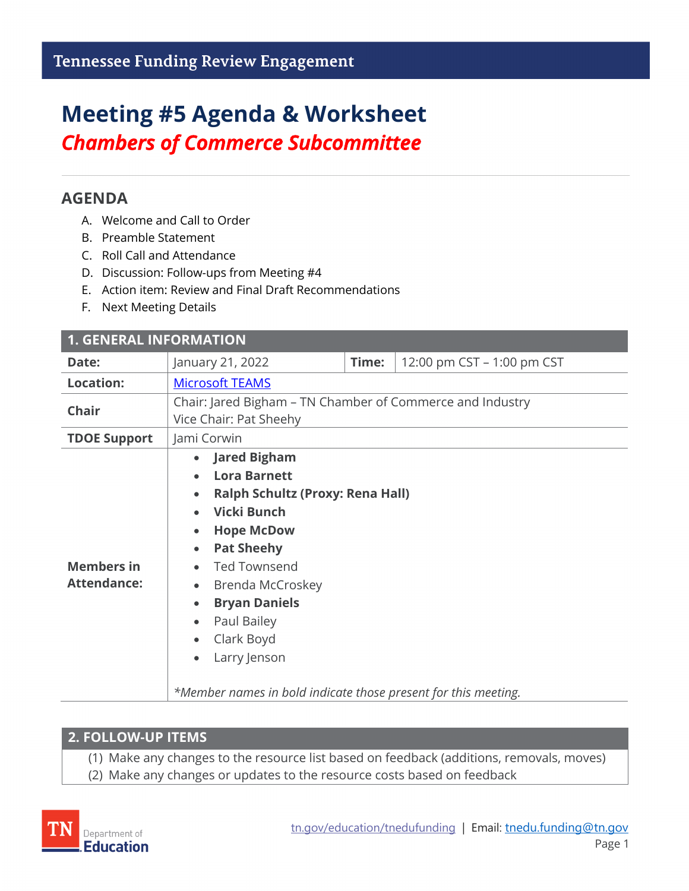Tennessee Funding Review Engagement

# Meeting #5 Agenda & Worksheet

## *Chambers of Commerce Subcommittee*

## AGENDA

A. Welcome and Call to Order
B. Preamble Statement
C. Roll Call and Attendance
D. Discussion: Follow-ups from Meeting #4
E. Action item: Review and Final Draft Recommendations
F. Next Meeting Details

| 1. GENERAL INFORMATION | | | |
|---|---|---|---|
| **Date:** | January 21, 2022 | **Time:** | 12:00 pm CST – 1:00 pm CST |
| **Location:** | Microsoft TEAMS | | |
| **Chair** | Chair: Jared Bigham – TN Chamber of Commerce and Industry<br>Vice Chair: Pat Sheehy | | |
| **TDOE Support** | Jami Corwin | | |
| **Members in Attendance:** | • **Jared Bigham**<br>• **Lora Barnett**<br>• **Ralph Schultz (Proxy: Rena Hall)**<br>• **Vicki Bunch**<br>• **Hope McDow**<br>• **Pat Sheehy**<br>• Ted Townsend<br>• Brenda McCroskey<br>• **Bryan Daniels**<br>• Paul Bailey<br>• Clark Boyd<br>• Larry Jenson<br><br>*\*Member names in bold indicate those present for this meeting.* | | |

| 2. FOLLOW-UP ITEMS |
|---|
| (1) Make any changes to the resource list based on feedback (additions, removals, moves)<br>(2) Make any changes or updates to the resource costs based on feedback |

tn.gov/education/tnedufunding | Email: tnedu.funding@tn.gov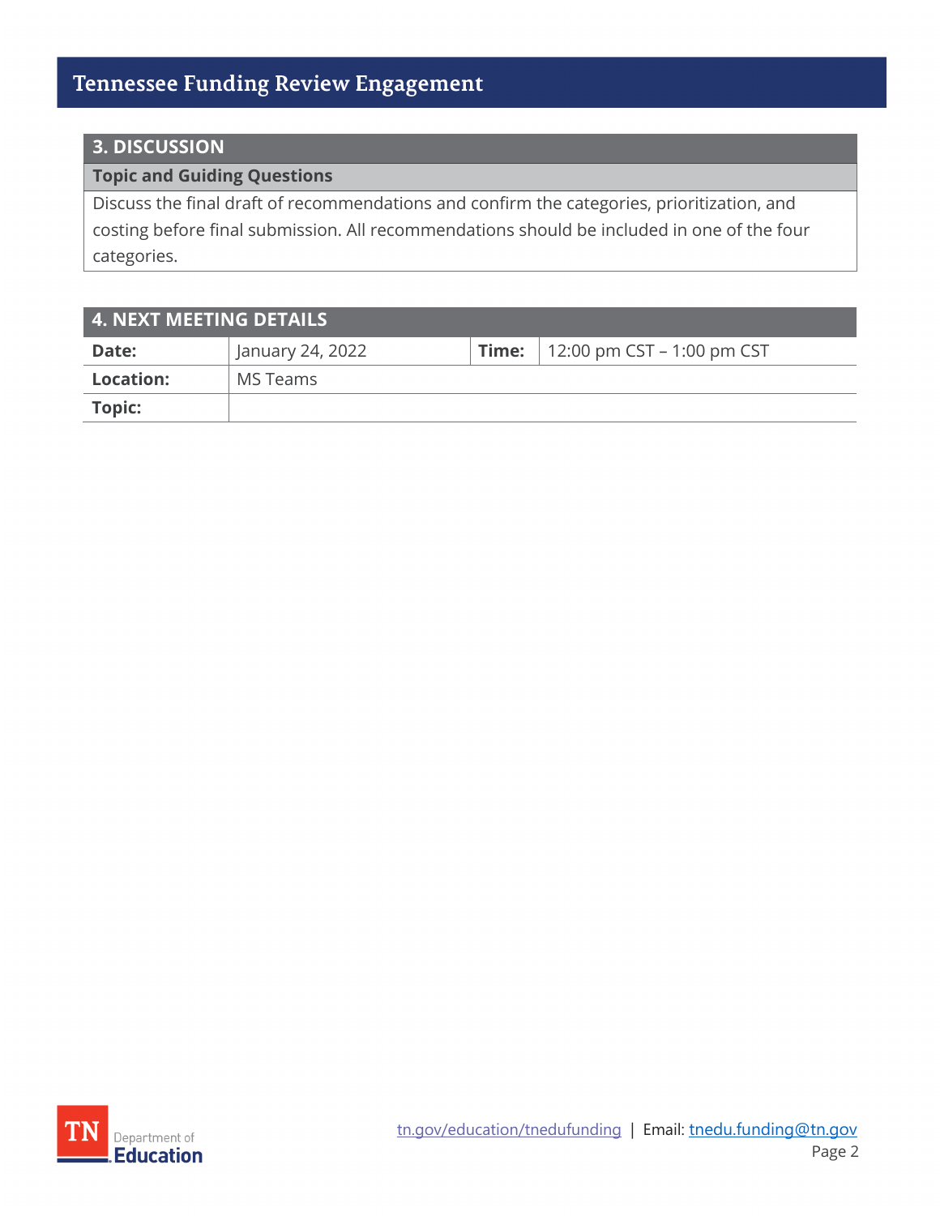## 3. DISCUSSION

**Topic and Guiding Questions**

Discuss the final draft of recommendations and confirm the categories, prioritization, and costing before final submission. All recommendations should be included in one of the four categories.

## 4. NEXT MEETING DETAILS

| | | | |
|---|---|---|---|
| **Date:** | January 24, 2022 | **Time:** | 12:00 pm CST – 1:00 pm CST |
| **Location:** | MS Teams | | |
| **Topic:** | | | |